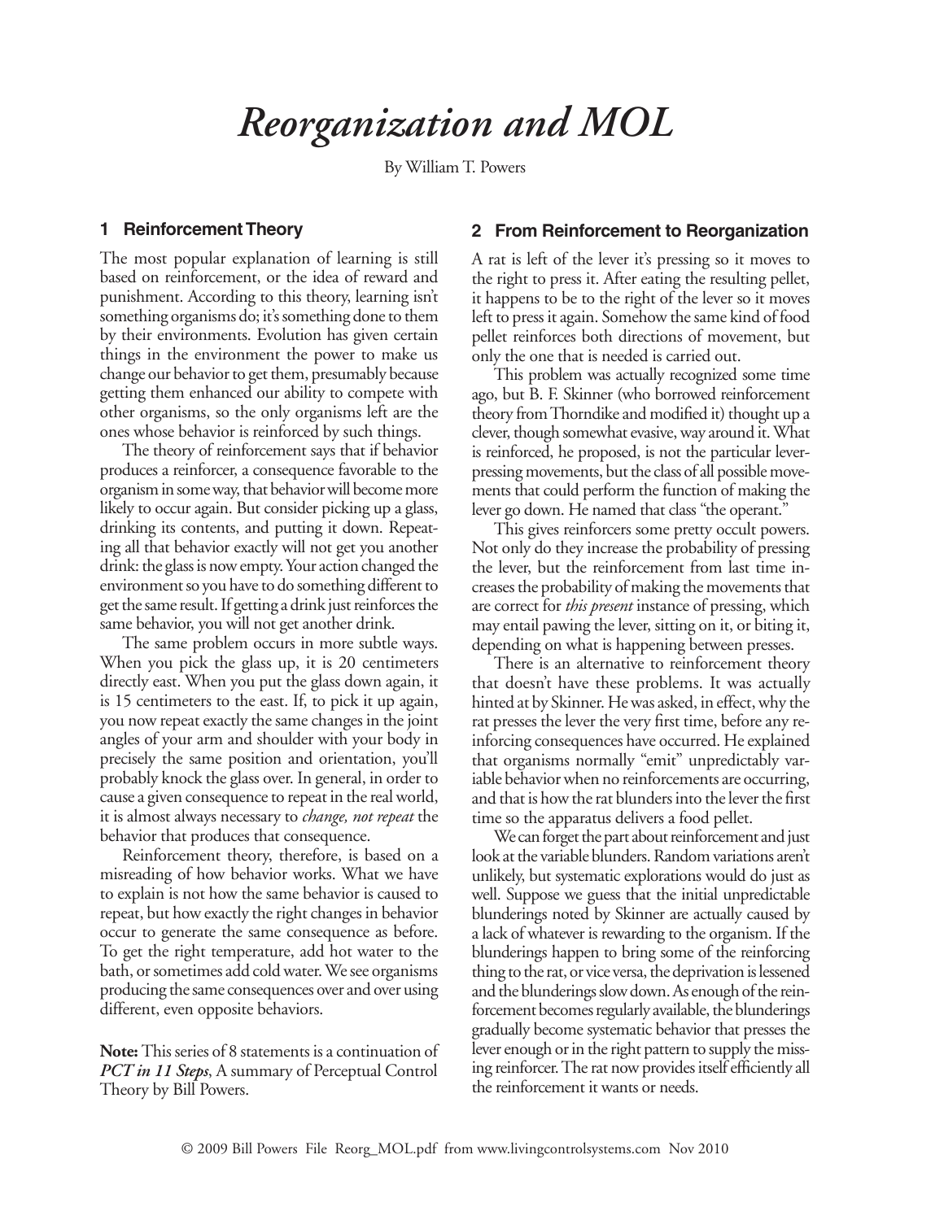# *Reorganization and MOL*

By William T. Powers

## 1 Reinforcement Theory

The most popular explanation of learning is still based on reinforcement, or the idea of reward and punishment. According to this theory, learning isn't something organisms do; it's something done to them by their environments. Evolution has given certain things in the environment the power to make us change our behavior to get them, presumably because getting them enhanced our ability to compete with other organisms, so the only organisms left are the ones whose behavior is reinforced by such things.

The theory of reinforcement says that if behavior produces a reinforcer, a consequence favorable to the organism in some way, that behavior will become more likely to occur again. But consider picking up a glass, drinking its contents, and putting it down. Repeating all that behavior exactly will not get you another drink: the glass is now empty. Your action changed the environment so you have to do something different to get the same result. If getting a drink just reinforces the same behavior, you will not get another drink.

The same problem occurs in more subtle ways. When you pick the glass up, it is 20 centimeters directly east. When you put the glass down again, it is 15 centimeters to the east. If, to pick it up again, you now repeat exactly the same changes in the joint angles of your arm and shoulder with your body in precisely the same position and orientation, you'll probably knock the glass over. In general, in order to cause a given consequence to repeat in the real world, it is almost always necessary to *change, not repeat* the behavior that produces that consequence.

Reinforcement theory, therefore, is based on a misreading of how behavior works. What we have to explain is not how the same behavior is caused to repeat, but how exactly the right changes in behavior occur to generate the same consequence as before. To get the right temperature, add hot water to the bath, or sometimes add cold water. We see organisms producing the same consequences over and over using different, even opposite behaviors.

**Note:** This series of 8 statements is a continuation of ***PCT in 11 Steps***, A summary of Perceptual Control Theory by Bill Powers.

## 2 From Reinforcement to Reorganization

A rat is left of the lever it's pressing so it moves to the right to press it. After eating the resulting pellet, it happens to be to the right of the lever so it moves left to press it again. Somehow the same kind of food pellet reinforces both directions of movement, but only the one that is needed is carried out.

This problem was actually recognized some time ago, but B. F. Skinner (who borrowed reinforcement theory from Thorndike and modified it) thought up a clever, though somewhat evasive, way around it. What is reinforced, he proposed, is not the particular lever-pressing movements, but the class of all possible movements that could perform the function of making the lever go down. He named that class "the operant."

This gives reinforcers some pretty occult powers. Not only do they increase the probability of pressing the lever, but the reinforcement from last time increases the probability of making the movements that are correct for *this present* instance of pressing, which may entail pawing the lever, sitting on it, or biting it, depending on what is happening between presses.

There is an alternative to reinforcement theory that doesn't have these problems. It was actually hinted at by Skinner. He was asked, in effect, why the rat presses the lever the very first time, before any reinforcing consequences have occurred. He explained that organisms normally "emit" unpredictably variable behavior when no reinforcements are occurring, and that is how the rat blunders into the lever the first time so the apparatus delivers a food pellet.

We can forget the part about reinforcement and just look at the variable blunders. Random variations aren't unlikely, but systematic explorations would do just as well. Suppose we guess that the initial unpredictable blunderings noted by Skinner are actually caused by a lack of whatever is rewarding to the organism. If the blunderings happen to bring some of the reinforcing thing to the rat, or vice versa, the deprivation is lessened and the blunderings slow down. As enough of the reinforcement becomes regularly available, the blunderings gradually become systematic behavior that presses the lever enough or in the right pattern to supply the missing reinforcer. The rat now provides itself efficiently all the reinforcement it wants or needs.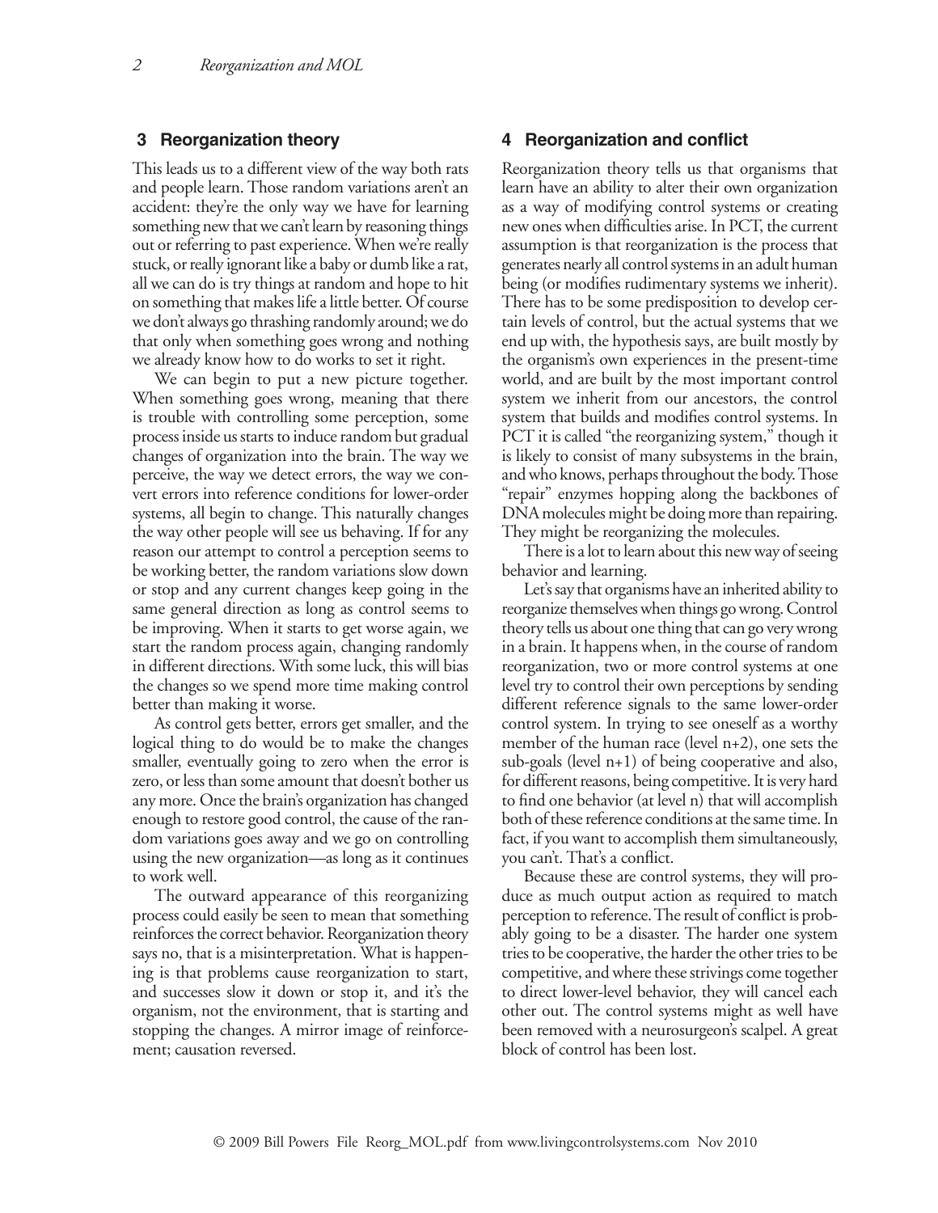## 3 Reorganization theory

This leads us to a different view of the way both rats and people learn. Those random variations aren't an accident: they're the only way we have for learning something new that we can't learn by reasoning things out or referring to past experience. When we're really stuck, or really ignorant like a baby or dumb like a rat, all we can do is try things at random and hope to hit on something that makes life a little better. Of course we don't always go thrashing randomly around; we do that only when something goes wrong and nothing we already know how to do works to set it right.

We can begin to put a new picture together. When something goes wrong, meaning that there is trouble with controlling some perception, some process inside us starts to induce random but gradual changes of organization into the brain. The way we perceive, the way we detect errors, the way we convert errors into reference conditions for lower-order systems, all begin to change. This naturally changes the way other people will see us behaving. If for any reason our attempt to control a perception seems to be working better, the random variations slow down or stop and any current changes keep going in the same general direction as long as control seems to be improving. When it starts to get worse again, we start the random process again, changing randomly in different directions. With some luck, this will bias the changes so we spend more time making control better than making it worse.

As control gets better, errors get smaller, and the logical thing to do would be to make the changes smaller, eventually going to zero when the error is zero, or less than some amount that doesn't bother us any more. Once the brain's organization has changed enough to restore good control, the cause of the random variations goes away and we go on controlling using the new organization—as long as it continues to work well.

The outward appearance of this reorganizing process could easily be seen to mean that something reinforces the correct behavior. Reorganization theory says no, that is a misinterpretation. What is happening is that problems cause reorganization to start, and successes slow it down or stop it, and it's the organism, not the environment, that is starting and stopping the changes. A mirror image of reinforcement; causation reversed.

## 4 Reorganization and conflict

Reorganization theory tells us that organisms that learn have an ability to alter their own organization as a way of modifying control systems or creating new ones when difficulties arise. In PCT, the current assumption is that reorganization is the process that generates nearly all control systems in an adult human being (or modifies rudimentary systems we inherit). There has to be some predisposition to develop certain levels of control, but the actual systems that we end up with, the hypothesis says, are built mostly by the organism's own experiences in the present-time world, and are built by the most important control system we inherit from our ancestors, the control system that builds and modifies control systems. In PCT it is called "the reorganizing system," though it is likely to consist of many subsystems in the brain, and who knows, perhaps throughout the body. Those "repair" enzymes hopping along the backbones of DNA molecules might be doing more than repairing. They might be reorganizing the molecules.

There is a lot to learn about this new way of seeing behavior and learning.

Let's say that organisms have an inherited ability to reorganize themselves when things go wrong. Control theory tells us about one thing that can go very wrong in a brain. It happens when, in the course of random reorganization, two or more control systems at one level try to control their own perceptions by sending different reference signals to the same lower-order control system. In trying to see oneself as a worthy member of the human race (level n+2), one sets the sub-goals (level n+1) of being cooperative and also, for different reasons, being competitive. It is very hard to find one behavior (at level n) that will accomplish both of these reference conditions at the same time. In fact, if you want to accomplish them simultaneously, you can't. That's a conflict.

Because these are control systems, they will produce as much output action as required to match perception to reference. The result of conflict is probably going to be a disaster. The harder one system tries to be cooperative, the harder the other tries to be competitive, and where these strivings come together to direct lower-level behavior, they will cancel each other out. The control systems might as well have been removed with a neurosurgeon's scalpel. A great block of control has been lost.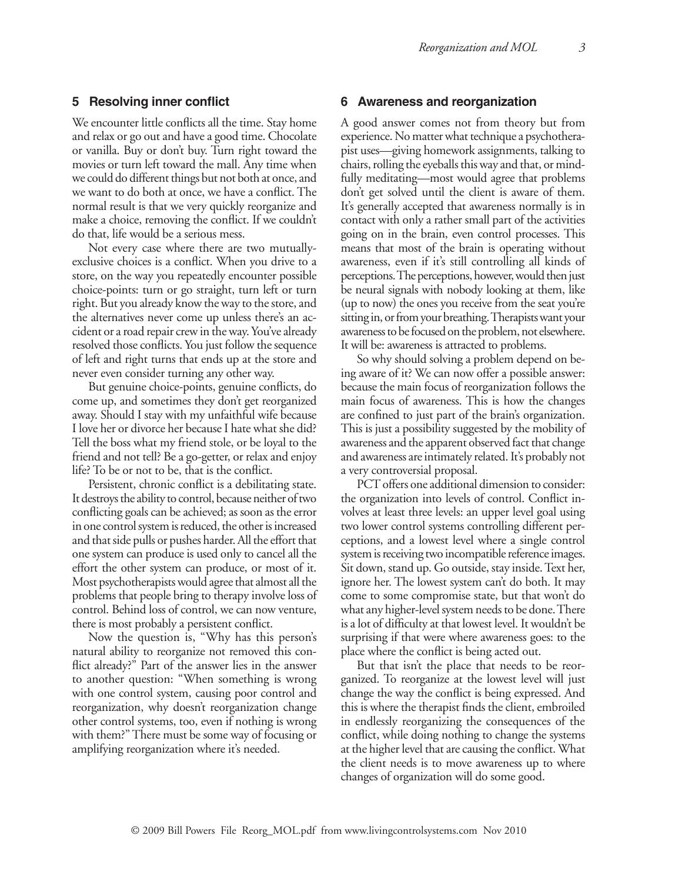## 5 Resolving inner conflict

We encounter little conflicts all the time. Stay home and relax or go out and have a good time. Chocolate or vanilla. Buy or don't buy. Turn right toward the movies or turn left toward the mall. Any time when we could do different things but not both at once, and we want to do both at once, we have a conflict. The normal result is that we very quickly reorganize and make a choice, removing the conflict. If we couldn't do that, life would be a serious mess.

Not every case where there are two mutually-exclusive choices is a conflict. When you drive to a store, on the way you repeatedly encounter possible choice-points: turn or go straight, turn left or turn right. But you already know the way to the store, and the alternatives never come up unless there's an accident or a road repair crew in the way. You've already resolved those conflicts. You just follow the sequence of left and right turns that ends up at the store and never even consider turning any other way.

But genuine choice-points, genuine conflicts, do come up, and sometimes they don't get reorganized away. Should I stay with my unfaithful wife because I love her or divorce her because I hate what she did? Tell the boss what my friend stole, or be loyal to the friend and not tell? Be a go-getter, or relax and enjoy life? To be or not to be, that is the conflict.

Persistent, chronic conflict is a debilitating state. It destroys the ability to control, because neither of two conflicting goals can be achieved; as soon as the error in one control system is reduced, the other is increased and that side pulls or pushes harder. All the effort that one system can produce is used only to cancel all the effort the other system can produce, or most of it. Most psychotherapists would agree that almost all the problems that people bring to therapy involve loss of control. Behind loss of control, we can now venture, there is most probably a persistent conflict.

Now the question is, "Why has this person's natural ability to reorganize not removed this conflict already?" Part of the answer lies in the answer to another question: "When something is wrong with one control system, causing poor control and reorganization, why doesn't reorganization change other control systems, too, even if nothing is wrong with them?" There must be some way of focusing or amplifying reorganization where it's needed.

## 6 Awareness and reorganization

A good answer comes not from theory but from experience. No matter what technique a psychotherapist uses—giving homework assignments, talking to chairs, rolling the eyeballs this way and that, or mindfully meditating—most would agree that problems don't get solved until the client is aware of them. It's generally accepted that awareness normally is in contact with only a rather small part of the activities going on in the brain, even control processes. This means that most of the brain is operating without awareness, even if it's still controlling all kinds of perceptions. The perceptions, however, would then just be neural signals with nobody looking at them, like (up to now) the ones you receive from the seat you're sitting in, or from your breathing. Therapists want your awareness to be focused on the problem, not elsewhere. It will be: awareness is attracted to problems.

So why should solving a problem depend on being aware of it? We can now offer a possible answer: because the main focus of reorganization follows the main focus of awareness. This is how the changes are confined to just part of the brain's organization. This is just a possibility suggested by the mobility of awareness and the apparent observed fact that change and awareness are intimately related. It's probably not a very controversial proposal.

PCT offers one additional dimension to consider: the organization into levels of control. Conflict involves at least three levels: an upper level goal using two lower control systems controlling different perceptions, and a lowest level where a single control system is receiving two incompatible reference images. Sit down, stand up. Go outside, stay inside. Text her, ignore her. The lowest system can't do both. It may come to some compromise state, but that won't do what any higher-level system needs to be done. There is a lot of difficulty at that lowest level. It wouldn't be surprising if that were where awareness goes: to the place where the conflict is being acted out.

But that isn't the place that needs to be reorganized. To reorganize at the lowest level will just change the way the conflict is being expressed. And this is where the therapist finds the client, embroiled in endlessly reorganizing the consequences of the conflict, while doing nothing to change the systems at the higher level that are causing the conflict. What the client needs is to move awareness up to where changes of organization will do some good.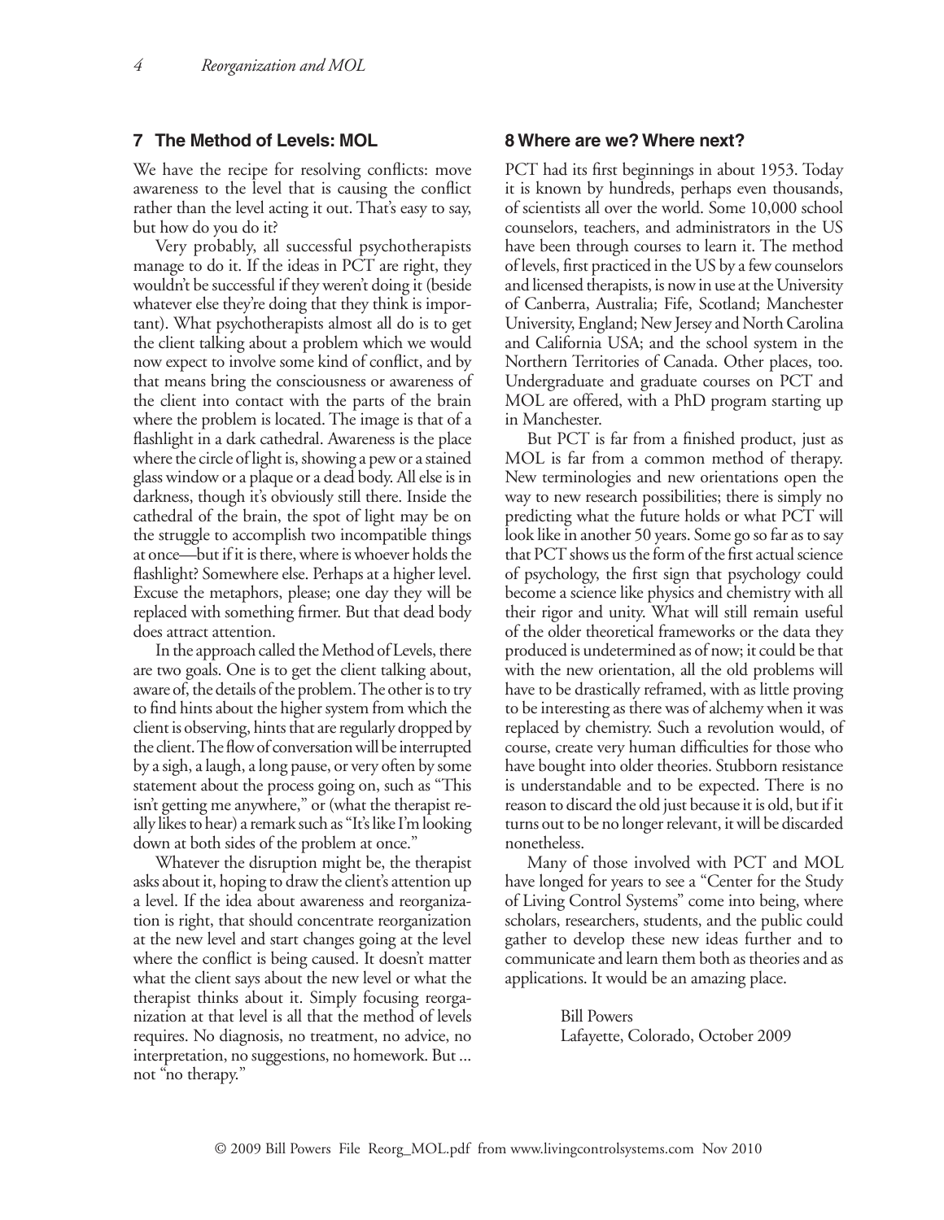## 7 The Method of Levels: MOL

We have the recipe for resolving conflicts: move awareness to the level that is causing the conflict rather than the level acting it out. That's easy to say, but how do you do it?

Very probably, all successful psychotherapists manage to do it. If the ideas in PCT are right, they wouldn't be successful if they weren't doing it (beside whatever else they're doing that they think is important). What psychotherapists almost all do is to get the client talking about a problem which we would now expect to involve some kind of conflict, and by that means bring the consciousness or awareness of the client into contact with the parts of the brain where the problem is located. The image is that of a flashlight in a dark cathedral. Awareness is the place where the circle of light is, showing a pew or a stained glass window or a plaque or a dead body. All else is in darkness, though it's obviously still there. Inside the cathedral of the brain, the spot of light may be on the struggle to accomplish two incompatible things at once—but if it is there, where is whoever holds the flashlight? Somewhere else. Perhaps at a higher level. Excuse the metaphors, please; one day they will be replaced with something firmer. But that dead body does attract attention.

In the approach called the Method of Levels, there are two goals. One is to get the client talking about, aware of, the details of the problem. The other is to try to find hints about the higher system from which the client is observing, hints that are regularly dropped by the client. The flow of conversation will be interrupted by a sigh, a laugh, a long pause, or very often by some statement about the process going on, such as "This isn't getting me anywhere," or (what the therapist really likes to hear) a remark such as "It's like I'm looking down at both sides of the problem at once."

Whatever the disruption might be, the therapist asks about it, hoping to draw the client's attention up a level. If the idea about awareness and reorganization is right, that should concentrate reorganization at the new level and start changes going at the level where the conflict is being caused. It doesn't matter what the client says about the new level or what the therapist thinks about it. Simply focusing reorganization at that level is all that the method of levels requires. No diagnosis, no treatment, no advice, no interpretation, no suggestions, no homework. But ... not "no therapy."

## 8 Where are we? Where next?

PCT had its first beginnings in about 1953. Today it is known by hundreds, perhaps even thousands, of scientists all over the world. Some 10,000 school counselors, teachers, and administrators in the US have been through courses to learn it. The method of levels, first practiced in the US by a few counselors and licensed therapists, is now in use at the University of Canberra, Australia; Fife, Scotland; Manchester University, England; New Jersey and North Carolina and California USA; and the school system in the Northern Territories of Canada. Other places, too. Undergraduate and graduate courses on PCT and MOL are offered, with a PhD program starting up in Manchester.

But PCT is far from a finished product, just as MOL is far from a common method of therapy. New terminologies and new orientations open the way to new research possibilities; there is simply no predicting what the future holds or what PCT will look like in another 50 years. Some go so far as to say that PCT shows us the form of the first actual science of psychology, the first sign that psychology could become a science like physics and chemistry with all their rigor and unity. What will still remain useful of the older theoretical frameworks or the data they produced is undetermined as of now; it could be that with the new orientation, all the old problems will have to be drastically reframed, with as little proving to be interesting as there was of alchemy when it was replaced by chemistry. Such a revolution would, of course, create very human difficulties for those who have bought into older theories. Stubborn resistance is understandable and to be expected. There is no reason to discard the old just because it is old, but if it turns out to be no longer relevant, it will be discarded nonetheless.

Many of those involved with PCT and MOL have longed for years to see a "Center for the Study of Living Control Systems" come into being, where scholars, researchers, students, and the public could gather to develop these new ideas further and to communicate and learn them both as theories and as applications. It would be an amazing place.

Bill Powers
Lafayette, Colorado, October 2009

© 2009 Bill Powers File Reorg_MOL.pdf from www.livingcontrolsystems.com Nov 2010